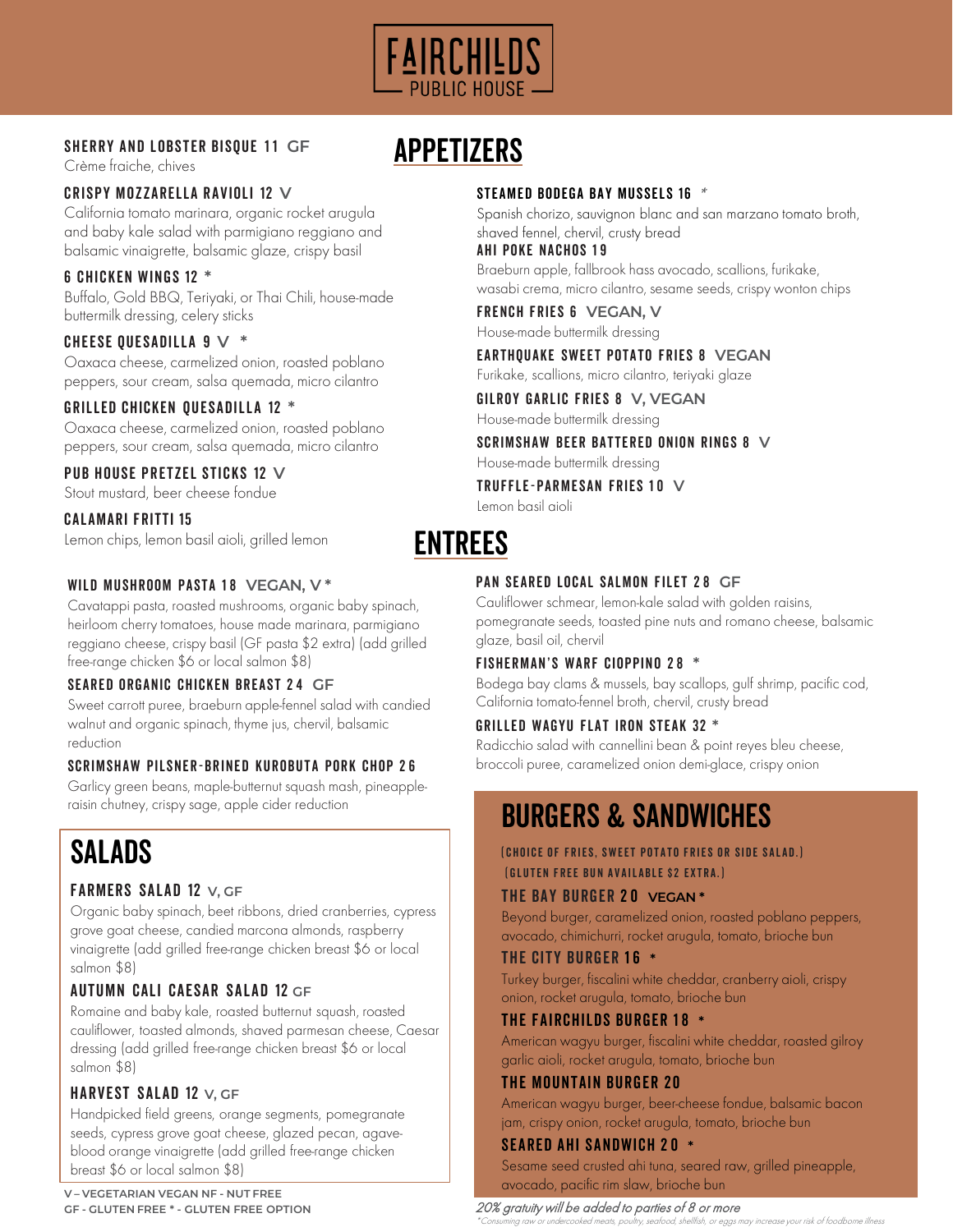# FAIRCHILDS PUBLIC HOUSE

## APPETIZERS

**SHERRY AND LOBSTER BISQUE 11 GF**
Crème fraiche, chives

**CRISPY MOZZARELLA RAVIOLI 12 V**
California tomato marinara, organic rocket arugula and baby kale salad with parmigiano reggiano and balsamic vinaigrette, balsamic glaze, crispy basil

**6 CHICKEN WINGS 12 ***
Buffalo, Gold BBQ, Teriyaki, or Thai Chili, house-made buttermilk dressing, celery sticks

**CHEESE QUESADILLA 9 V ***
Oaxaca cheese, carmelized onion, roasted poblano peppers, sour cream, salsa quemada, micro cilantro

**GRILLED CHICKEN QUESADILLA 12 ***
Oaxaca cheese, carmelized onion, roasted poblano peppers, sour cream, salsa quemada, micro cilantro

**PUB HOUSE PRETZEL STICKS 12 V**
Stout mustard, beer cheese fondue

**CALAMARI FRITTI 15**
Lemon chips, lemon basil aioli, grilled lemon

**STEAMED BODEGA BAY MUSSELS 16 ***
Spanish chorizo, sauvignon blanc and san marzano tomato broth, shaved fennel, chervil, crusty bread

**AHI POKE NACHOS 19**
Braeburn apple, fallbrook hass avocado, scallions, furikake, wasabi crema, micro cilantro, sesame seeds, crispy wonton chips

**FRENCH FRIES 6 VEGAN, V**
House-made buttermilk dressing

**EARTHQUAKE SWEET POTATO FRIES 8 VEGAN**
Furikake, scallions, micro cilantro, teriyaki glaze

**GILROY GARLIC FRIES 8 V, VEGAN**
House-made buttermilk dressing

**SCRIMSHAW BEER BATTERED ONION RINGS 8 V**
House-made buttermilk dressing

**TRUFFLE-PARMESAN FRIES 10 V**
Lemon basil aioli

## ENTREES

**WILD MUSHROOM PASTA 18 VEGAN, V ***
Cavatappi pasta, roasted mushrooms, organic baby spinach, heirloom cherry tomatoes, house made marinara, parmigiano reggiano cheese, crispy basil (GF pasta $2 extra) (add grilled free-range chicken $6 or local salmon $8)

**SEARED ORGANIC CHICKEN BREAST 24 GF**
Sweet carrott puree, braeburn apple-fennel salad with candied walnut and organic spinach, thyme jus, chervil, balsamic reduction

**SCRIMSHAW PILSNER-BRINED KUROBUTA PORK CHOP 26**
Garlicy green beans, maple-butternut squash mash, pineapple-raisin chutney, crispy sage, apple cider reduction

**PAN SEARED LOCAL SALMON FILET 28 GF**
Cauliflower schmear, lemon-kale salad with golden raisins, pomegranate seeds, toasted pine nuts and romano cheese, balsamic glaze, basil oil, chervil

**FISHERMAN'S WARF CIOPPINO 28 ***
Bodega bay clams & mussels, bay scallops, gulf shrimp, pacific cod, California tomato-fennel broth, chervil, crusty bread

**GRILLED WAGYU FLAT IRON STEAK 32 ***
Radicchio salad with cannellini bean & point reyes bleu cheese, broccoli puree, caramelized onion demi-glace, crispy onion

## SALADS

**FARMERS SALAD 12 V, GF**
Organic baby spinach, beet ribbons, dried cranberries, cypress grove goat cheese, candied marcona almonds, raspberry vinaigrette (add grilled free-range chicken breast $6 or local salmon $8)

**AUTUMN CALI CAESAR SALAD 12 GF**
Romaine and baby kale, roasted butternut squash, roasted cauliflower, toasted almonds, shaved parmesan cheese, Caesar dressing (add grilled free-range chicken breast $6 or local salmon $8)

**HARVEST SALAD 12 V, GF**
Handpicked field greens, orange segments, pomegranate seeds, cypress grove goat cheese, glazed pecan, agave-blood orange vinaigrette (add grilled free-range chicken breast $6 or local salmon $8)

## BURGERS & SANDWICHES

(CHOICE OF FRIES, SWEET POTATO FRIES OR SIDE SALAD.)
(GLUTEN FREE BUN AVAILABLE $2 EXTRA.)

**THE BAY BURGER 20 VEGAN ***
Beyond burger, caramelized onion, roasted poblano peppers, avocado, chimichurri, rocket arugula, tomato, brioche bun

**THE CITY BURGER 16 ***
Turkey burger, fiscalini white cheddar, cranberry aioli, crispy onion, rocket arugula, tomato, brioche bun

**THE FAIRCHILDS BURGER 18 ***
American wagyu burger, fiscalini white cheddar, roasted gilroy garlic aioli, rocket arugula, tomato, brioche bun

**THE MOUNTAIN BURGER 20**
American wagyu burger, beer-cheese fondue, balsamic bacon jam, crispy onion, rocket arugula, tomato, brioche bun

**SEARED AHI SANDWICH 20 ***
Sesame seed crusted ahi tuna, seared raw, grilled pineapple, avocado, pacific rim slaw, brioche bun

V – VEGETARIAN VEGAN NF - NUT FREE
GF - GLUTEN FREE * - GLUTEN FREE OPTION

*20% gratuity will be added to parties of 8 or more*

*Consuming raw or undercooked meats, poultry, seafood, shellfish, or eggs may increase your risk of foodborne illness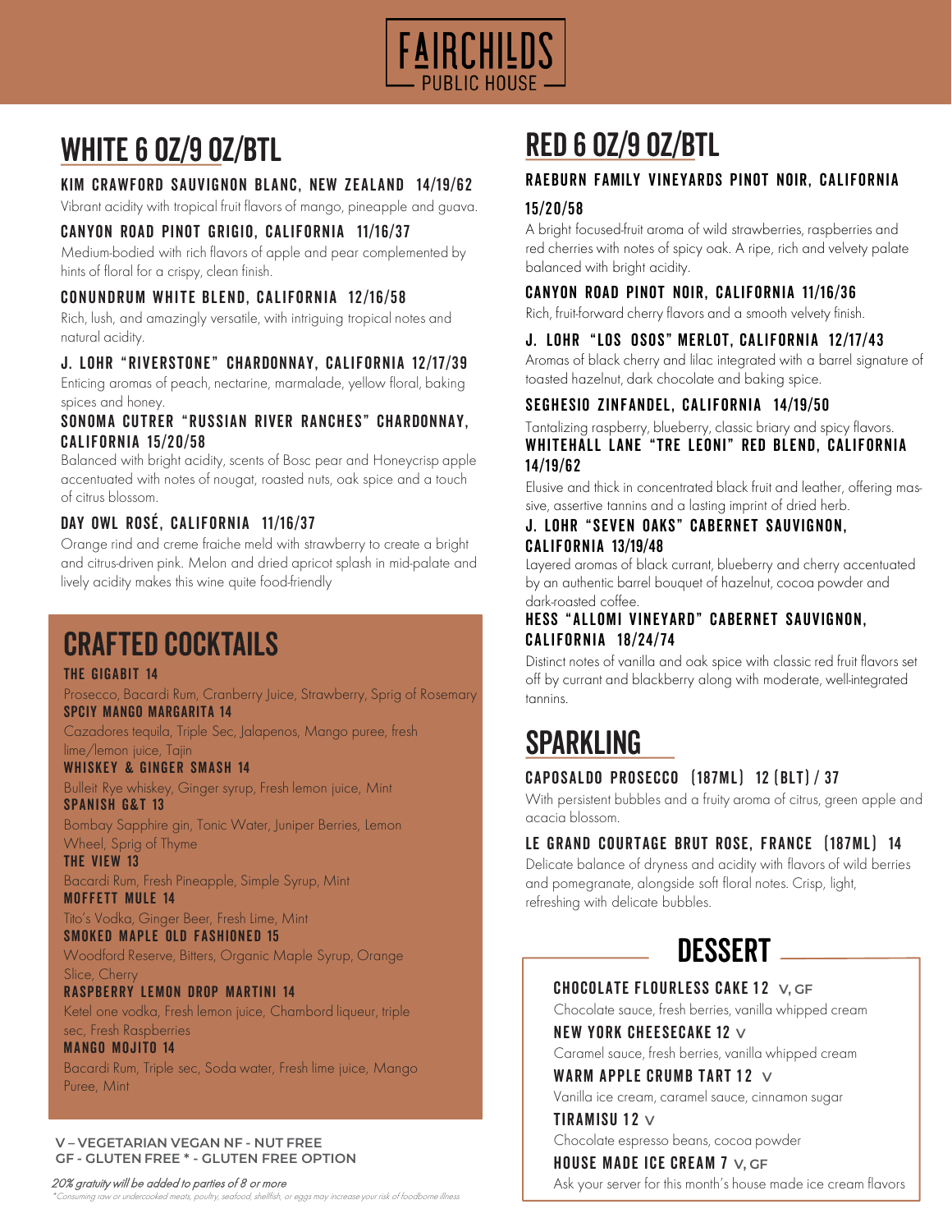# FAIRCHILDS PUBLIC HOUSE

## WHITE 6 OZ/9 OZ/BTL

### KIM CRAWFORD SAUVIGNON BLANC, NEW ZEALAND 14/19/62
Vibrant acidity with tropical fruit flavors of mango, pineapple and guava.

### CANYON ROAD PINOT GRIGIO, CALIFORNIA 11/16/37
Medium-bodied with rich flavors of apple and pear complemented by hints of floral for a crispy, clean finish.

### CONUNDRUM WHITE BLEND, CALIFORNIA 12/16/58
Rich, lush, and amazingly versatile, with intriguing tropical notes and natural acidity.

### J. LOHR "RIVERSTONE" CHARDONNAY, CALIFORNIA 12/17/39
Enticing aromas of peach, nectarine, marmalade, yellow floral, baking spices and honey.

### SONOMA CUTRER "RUSSIAN RIVER RANCHES" CHARDONNAY, CALIFORNIA 15/20/58
Balanced with bright acidity, scents of Bosc pear and Honeycrisp apple accentuated with notes of nougat, roasted nuts, oak spice and a touch of citrus blossom.

### DAY OWL ROSÉ, CALIFORNIA 11/16/37
Orange rind and creme fraiche meld with strawberry to create a bright and citrus-driven pink. Melon and dried apricot splash in mid-palate and lively acidity makes this wine quite food-friendly

## CRAFTED COCKTAILS

### THE GIGABIT 14
Prosecco, Bacardi Rum, Cranberry Juice, Strawberry, Sprig of Rosemary

### SPCIY MANGO MARGARITA 14
Cazadores tequila, Triple Sec, Jalapenos, Mango puree, fresh lime/lemon juice, Tajin

### WHISKEY & GINGER SMASH 14
Bulleit Rye whiskey, Ginger syrup, Fresh lemon juice, Mint

### SPANISH G&T 13
Bombay Sapphire gin, Tonic Water, Juniper Berries, Lemon Wheel, Sprig of Thyme

### THE VIEW 13
Bacardi Rum, Fresh Pineapple, Simple Syrup, Mint

### MOFFETT MULE 14
Tito's Vodka, Ginger Beer, Fresh Lime, Mint

### SMOKED MAPLE OLD FASHIONED 15
Woodford Reserve, Bitters, Organic Maple Syrup, Orange Slice, Cherry

### RASPBERRY LEMON DROP MARTINI 14
Ketel one vodka, Fresh lemon juice, Chambord liqueur, triple sec, Fresh Raspberries

### MANGO MOJITO 14
Bacardi Rum, Triple sec, Soda water, Fresh lime juice, Mango Puree, Mint

**V – VEGETARIAN VEGAN NF - NUT FREE**
**GF - GLUTEN FREE * - GLUTEN FREE OPTION**

*20% gratuity will be added to parties of 8 or more*

*Consuming raw or undercooked meats, poultry, seafood, shellfish, or eggs may increase your risk of foodborne illness

## RED 6 OZ/9 OZ/BTL

### RAEBURN FAMILY VINEYARDS PINOT NOIR, CALIFORNIA 15/20/58
A bright focused-fruit aroma of wild strawberries, raspberries and red cherries with notes of spicy oak. A ripe, rich and velvety palate balanced with bright acidity.

### CANYON ROAD PINOT NOIR, CALIFORNIA 11/16/36
Rich, fruit-forward cherry flavors and a smooth velvety finish.

### J. LOHR "LOS OSOS" MERLOT, CALIFORNIA 12/17/43
Aromas of black cherry and lilac integrated with a barrel signature of toasted hazelnut, dark chocolate and baking spice.

### SEGHESIO ZINFANDEL, CALIFORNIA 14/19/50
Tantalizing raspberry, blueberry, classic briary and spicy flavors.

### WHITEHALL LANE "TRE LEONI" RED BLEND, CALIFORNIA 14/19/62
Elusive and thick in concentrated black fruit and leather, offering massive, assertive tannins and a lasting imprint of dried herb.

### J. LOHR "SEVEN OAKS" CABERNET SAUVIGNON, CALIFORNIA 13/19/48
Layered aromas of black currant, blueberry and cherry accentuated by an authentic barrel bouquet of hazelnut, cocoa powder and dark-roasted coffee.

### HESS "ALLOMI VINEYARD" CABERNET SAUVIGNON, CALIFORNIA 18/24/74
Distinct notes of vanilla and oak spice with classic red fruit flavors set off by currant and blackberry along with moderate, well-integrated tannins.

## SPARKLING

### CAPOSALDO PROSECCO (187ML) 12 (BLT) / 37
With persistent bubbles and a fruity aroma of citrus, green apple and acacia blossom.

### LE GRAND COURTAGE BRUT ROSE, FRANCE (187ML) 14
Delicate balance of dryness and acidity with flavors of wild berries and pomegranate, alongside soft floral notes. Crisp, light, refreshing with delicate bubbles.

## DESSERT

### CHOCOLATE FLOURLESS CAKE 12 V, GF
Chocolate sauce, fresh berries, vanilla whipped cream

### NEW YORK CHEESECAKE 12 V
Caramel sauce, fresh berries, vanilla whipped cream

### WARM APPLE CRUMB TART 12 V
Vanilla ice cream, caramel sauce, cinnamon sugar

### TIRAMISU 12 V
Chocolate espresso beans, cocoa powder

### HOUSE MADE ICE CREAM 7 V, GF
Ask your server for this month's house made ice cream flavors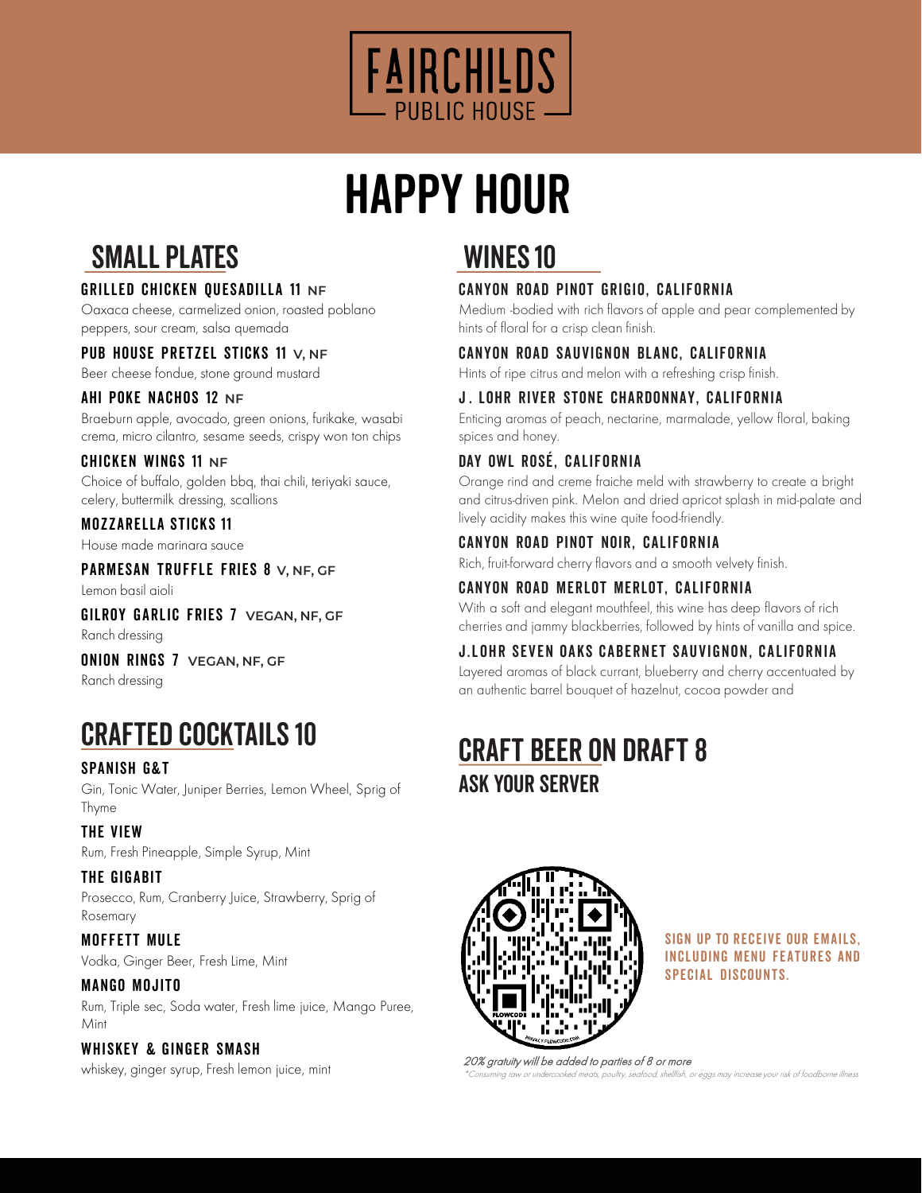# FAIRCHILDS PUBLIC HOUSE

# HAPPY HOUR

## SMALL PLATES

### GRILLED CHICKEN QUESADILLA 11 NF
Oaxaca cheese, carmelized onion, roasted poblano peppers, sour cream, salsa quemada

### PUB HOUSE PRETZEL STICKS 11 V, NF
Beer cheese fondue, stone ground mustard

### AHI POKE NACHOS 12 NF
Braeburn apple, avocado, green onions, furikake, wasabi crema, micro cilantro, sesame seeds, crispy won ton chips

### CHICKEN WINGS 11 NF
Choice of buffalo, golden bbq, thai chili, teriyaki sauce, celery, buttermilk dressing, scallions

### MOZZARELLA STICKS 11
House made marinara sauce

### PARMESAN TRUFFLE FRIES 8 V, NF, GF
Lemon basil aioli

### GILROY GARLIC FRIES 7 VEGAN, NF, GF
Ranch dressing

### ONION RINGS 7 VEGAN, NF, GF
Ranch dressing

## CRAFTED COCKTAILS 10

### SPANISH G&T
Gin, Tonic Water, Juniper Berries, Lemon Wheel, Sprig of Thyme

### THE VIEW
Rum, Fresh Pineapple, Simple Syrup, Mint

### THE GIGABIT
Prosecco, Rum, Cranberry Juice, Strawberry, Sprig of Rosemary

### MOFFETT MULE
Vodka, Ginger Beer, Fresh Lime, Mint

### MANGO MOJITO
Rum, Triple sec, Soda water, Fresh lime juice, Mango Puree, Mint

### WHISKEY & GINGER SMASH
whiskey, ginger syrup, Fresh lemon juice, mint

## WINES 10

### CANYON ROAD PINOT GRIGIO, CALIFORNIA
Medium -bodied with rich flavors of apple and pear complemented by hints of floral for a crisp clean finish.

### CANYON ROAD SAUVIGNON BLANC, CALIFORNIA
Hints of ripe citrus and melon with a refreshing crisp finish.

### J. LOHR RIVER STONE CHARDONNAY, CALIFORNIA
Enticing aromas of peach, nectarine, marmalade, yellow floral, baking spices and honey.

### DAY OWL ROSÉ, CALIFORNIA
Orange rind and creme fraiche meld with strawberry to create a bright and citrus-driven pink. Melon and dried apricot splash in mid-palate and lively acidity makes this wine quite food-friendly.

### CANYON ROAD PINOT NOIR, CALIFORNIA
Rich, fruit-forward cherry flavors and a smooth velvety finish.

### CANYON ROAD MERLOT MERLOT, CALIFORNIA
With a soft and elegant mouthfeel, this wine has deep flavors of rich cherries and jammy blackberries, followed by hints of vanilla and spice.

### J.LOHR SEVEN OAKS CABERNET SAUVIGNON, CALIFORNIA
Layered aromas of black currant, blueberry and cherry accentuated by an authentic barrel bouquet of hazelnut, cocoa powder and

## CRAFT BEER ON DRAFT 8
### ASK YOUR SERVER

SIGN UP TO RECEIVE OUR EMAILS, INCLUDING MENU FEATURES AND SPECIAL DISCOUNTS.

*20% gratuity will be added to parties of 8 or more*

*\*Consuming raw or undercooked meats, poultry, seafood, shellfish, or eggs may increase your risk of foodborne illness*